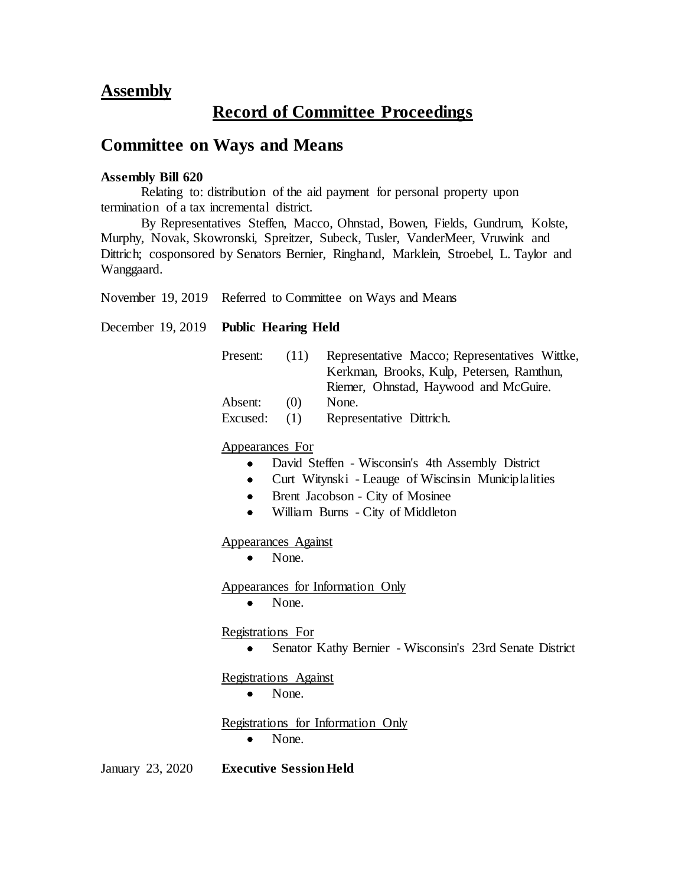## Assembly

# Record of Committee Proceedings

## Committee on Ways and Means

**Assembly Bill 620**

Relating to: distribution of the aid payment for personal property upon termination of a tax incremental district.

By Representatives Steffen, Macco, Ohnstad, Bowen, Fields, Gundrum, Kolste, Murphy, Novak, Skowronski, Spreitzer, Subeck, Tusler, VanderMeer, Vruwink and Dittrich; cosponsored by Senators Bernier, Ringhand, Marklein, Stroebel, L. Taylor and Wanggaard.

November 19, 2019 Referred to Committee on Ways and Means

December 19, 2019 **Public Hearing Held**

Present: (11) Representative Macco; Representatives Wittke, Kerkman, Brooks, Kulp, Petersen, Ramthun, Riemer, Ohnstad, Haywood and McGuire.

Absent: (0) None.

Excused: (1) Representative Dittrich.

Appearances For

- David Steffen - Wisconsin's 4th Assembly District
- Curt Witynski - Leauge of Wiscinsin Municiplalities
- Brent Jacobson - City of Mosinee
- William Burns - City of Middleton

Appearances Against

- None.

Appearances for Information Only

- None.

Registrations For

- Senator Kathy Bernier - Wisconsin's 23rd Senate District

Registrations Against

- None.

Registrations for Information Only

- None.

January 23, 2020 **Executive Session Held**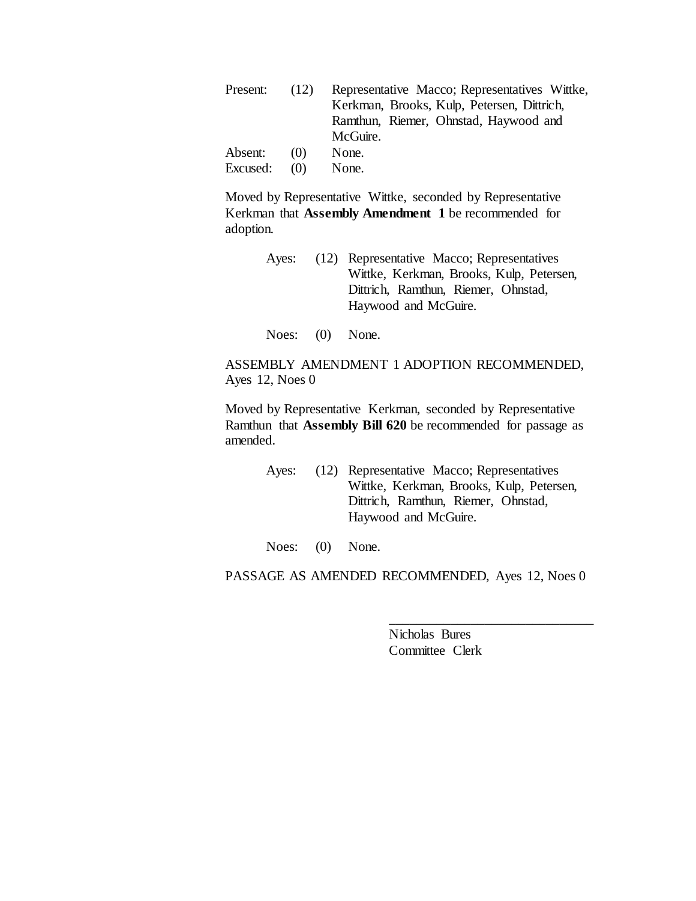| | | |
|---|---|---|
| Present: | (12) | Representative Macco; Representatives Wittke, Kerkman, Brooks, Kulp, Petersen, Dittrich, Ramthun, Riemer, Ohnstad, Haywood and McGuire. |
| Absent: | (0) | None. |
| Excused: | (0) | None. |

Moved by Representative Wittke, seconded by Representative Kerkman that **Assembly Amendment 1** be recommended for adoption.

| | | |
|---|---|---|
| Ayes: | (12) | Representative Macco; Representatives Wittke, Kerkman, Brooks, Kulp, Petersen, Dittrich, Ramthun, Riemer, Ohnstad, Haywood and McGuire. |
| Noes: | (0) | None. |

ASSEMBLY AMENDMENT 1 ADOPTION RECOMMENDED, Ayes 12, Noes 0

Moved by Representative Kerkman, seconded by Representative Ramthun that **Assembly Bill 620** be recommended for passage as amended.

| | | |
|---|---|---|
| Ayes: | (12) | Representative Macco; Representatives Wittke, Kerkman, Brooks, Kulp, Petersen, Dittrich, Ramthun, Riemer, Ohnstad, Haywood and McGuire. |
| Noes: | (0) | None. |

PASSAGE AS AMENDED RECOMMENDED, Ayes 12, Noes 0

\_\_\_\_\_\_\_\_\_\_\_\_\_\_\_\_\_\_\_\_\_\_\_\_\_\_\_\_\_\_

Nicholas Bures
Committee Clerk